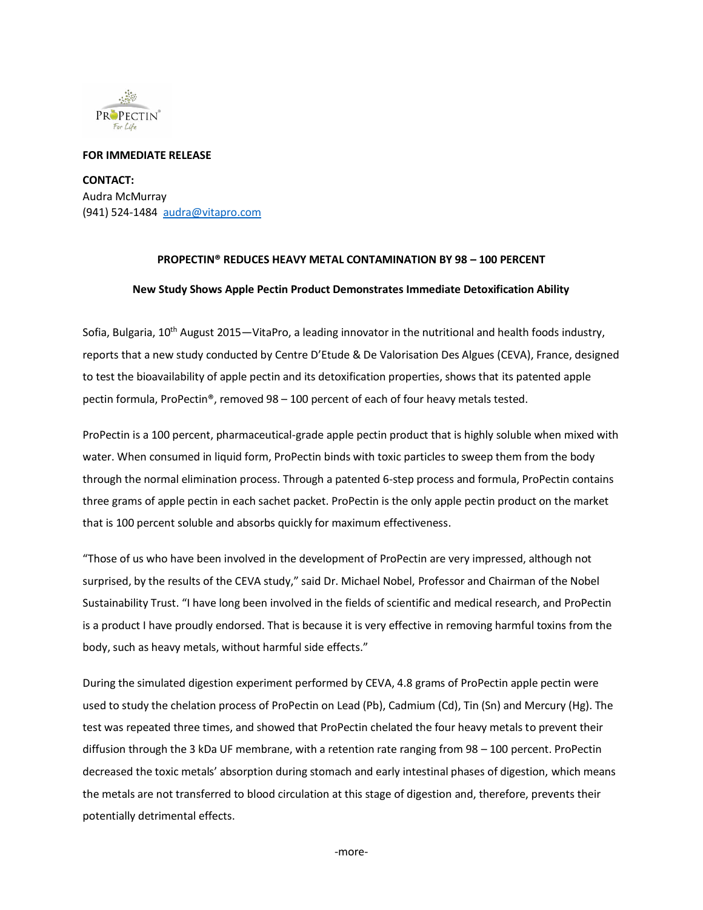**FOR IMMEDIATE RELEASE**

**CONTACT:**
Audra McMurray
(941) 524-1484 audra@vitapro.com

**PROPECTIN® REDUCES HEAVY METAL CONTAMINATION BY 98 – 100 PERCENT**

**New Study Shows Apple Pectin Product Demonstrates Immediate Detoxification Ability**

Sofia, Bulgaria, 10th August 2015—VitaPro, a leading innovator in the nutritional and health foods industry, reports that a new study conducted by Centre D'Etude & De Valorisation Des Algues (CEVA), France, designed to test the bioavailability of apple pectin and its detoxification properties, shows that its patented apple pectin formula, ProPectin®, removed 98 – 100 percent of each of four heavy metals tested.

ProPectin is a 100 percent, pharmaceutical-grade apple pectin product that is highly soluble when mixed with water. When consumed in liquid form, ProPectin binds with toxic particles to sweep them from the body through the normal elimination process. Through a patented 6-step process and formula, ProPectin contains three grams of apple pectin in each sachet packet. ProPectin is the only apple pectin product on the market that is 100 percent soluble and absorbs quickly for maximum effectiveness.

"Those of us who have been involved in the development of ProPectin are very impressed, although not surprised, by the results of the CEVA study," said Dr. Michael Nobel, Professor and Chairman of the Nobel Sustainability Trust. "I have long been involved in the fields of scientific and medical research, and ProPectin is a product I have proudly endorsed. That is because it is very effective in removing harmful toxins from the body, such as heavy metals, without harmful side effects."

During the simulated digestion experiment performed by CEVA, 4.8 grams of ProPectin apple pectin were used to study the chelation process of ProPectin on Lead (Pb), Cadmium (Cd), Tin (Sn) and Mercury (Hg). The test was repeated three times, and showed that ProPectin chelated the four heavy metals to prevent their diffusion through the 3 kDa UF membrane, with a retention rate ranging from 98 – 100 percent. ProPectin decreased the toxic metals' absorption during stomach and early intestinal phases of digestion, which means the metals are not transferred to blood circulation at this stage of digestion and, therefore, prevents their potentially detrimental effects.

-more-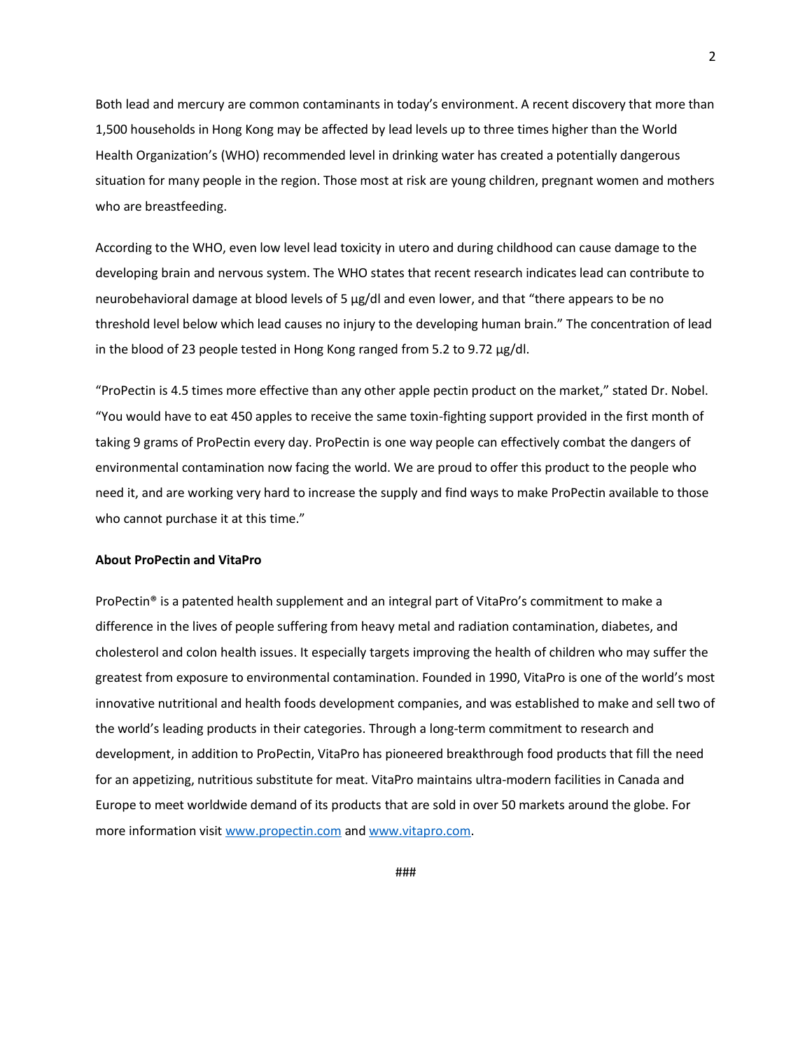Both lead and mercury are common contaminants in today's environment. A recent discovery that more than 1,500 households in Hong Kong may be affected by lead levels up to three times higher than the World Health Organization's (WHO) recommended level in drinking water has created a potentially dangerous situation for many people in the region. Those most at risk are young children, pregnant women and mothers who are breastfeeding.

According to the WHO, even low level lead toxicity in utero and during childhood can cause damage to the developing brain and nervous system. The WHO states that recent research indicates lead can contribute to neurobehavioral damage at blood levels of 5 µg/dl and even lower, and that "there appears to be no threshold level below which lead causes no injury to the developing human brain." The concentration of lead in the blood of 23 people tested in Hong Kong ranged from 5.2 to 9.72 µg/dl.

"ProPectin is 4.5 times more effective than any other apple pectin product on the market," stated Dr. Nobel. "You would have to eat 450 apples to receive the same toxin-fighting support provided in the first month of taking 9 grams of ProPectin every day. ProPectin is one way people can effectively combat the dangers of environmental contamination now facing the world. We are proud to offer this product to the people who need it, and are working very hard to increase the supply and find ways to make ProPectin available to those who cannot purchase it at this time."

**About ProPectin and VitaPro**

ProPectin® is a patented health supplement and an integral part of VitaPro's commitment to make a difference in the lives of people suffering from heavy metal and radiation contamination, diabetes, and cholesterol and colon health issues. It especially targets improving the health of children who may suffer the greatest from exposure to environmental contamination. Founded in 1990, VitaPro is one of the world's most innovative nutritional and health foods development companies, and was established to make and sell two of the world's leading products in their categories. Through a long-term commitment to research and development, in addition to ProPectin, VitaPro has pioneered breakthrough food products that fill the need for an appetizing, nutritious substitute for meat. VitaPro maintains ultra-modern facilities in Canada and Europe to meet worldwide demand of its products that are sold in over 50 markets around the globe. For more information visit www.propectin.com and www.vitapro.com.

###